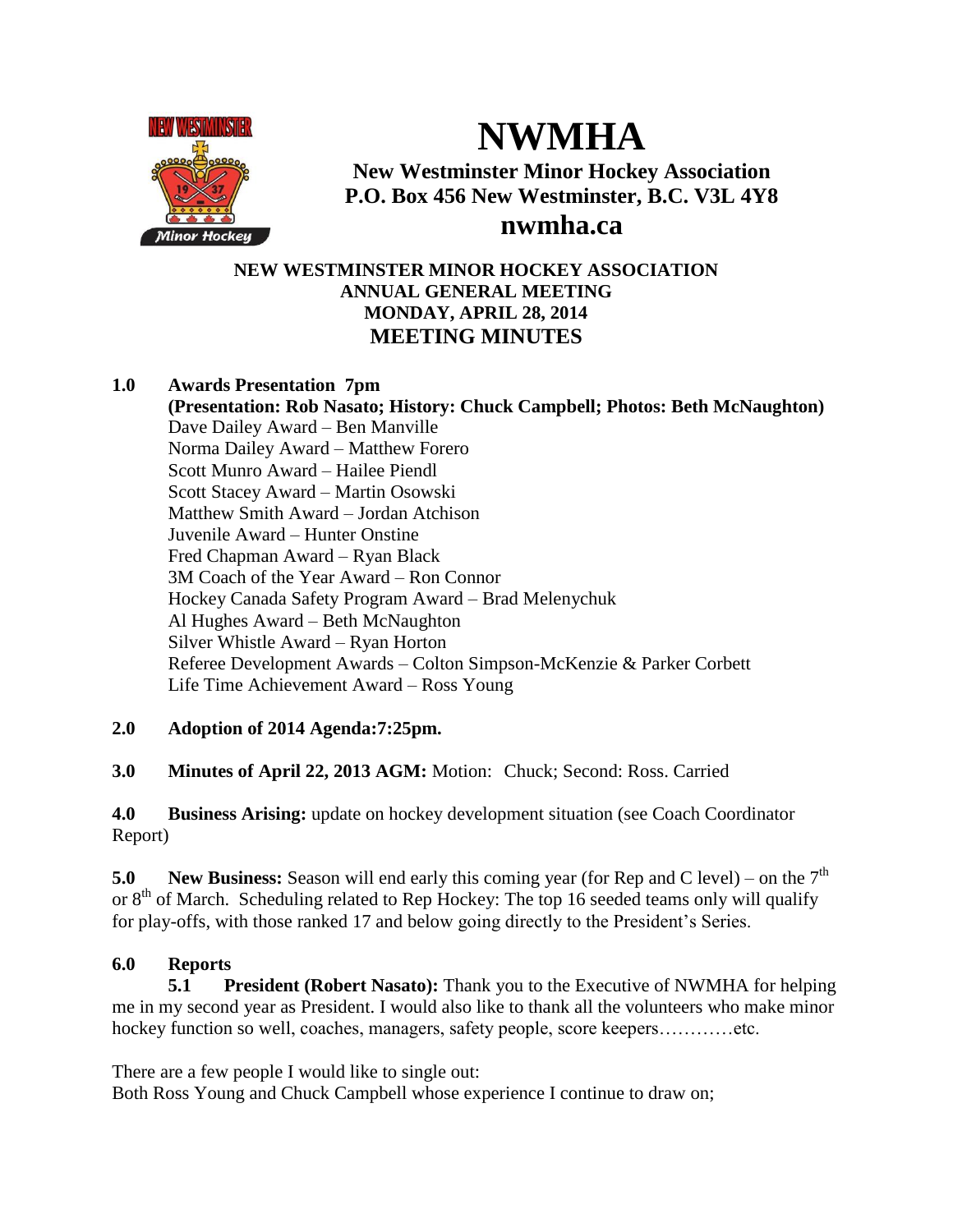# NWMHA

**New Westminster Minor Hockey Association**
**P.O. Box 456 New Westminster, B.C. V3L 4Y8**
**nwmha.ca**

**NEW WESTMINSTER MINOR HOCKEY ASSOCIATION**
**ANNUAL GENERAL MEETING**
**MONDAY, APRIL 28, 2014**
**MEETING MINUTES**

**1.0 Awards Presentation 7pm**
**(Presentation: Rob Nasato; History: Chuck Campbell; Photos: Beth McNaughton)**

Dave Dailey Award – Ben Manville
Norma Dailey Award – Matthew Forero
Scott Munro Award – Hailee Piendl
Scott Stacey Award – Martin Osowski
Matthew Smith Award – Jordan Atchison
Juvenile Award – Hunter Onstine
Fred Chapman Award – Ryan Black
3M Coach of the Year Award – Ron Connor
Hockey Canada Safety Program Award – Brad Melenychuk
Al Hughes Award – Beth McNaughton
Silver Whistle Award – Ryan Horton
Referee Development Awards – Colton Simpson-McKenzie & Parker Corbett
Life Time Achievement Award – Ross Young

**2.0 Adoption of 2014 Agenda:7:25pm.**

**3.0 Minutes of April 22, 2013 AGM:** Motion: Chuck; Second: Ross. Carried

**4.0 Business Arising:** update on hockey development situation (see Coach Coordinator Report)

**5.0 New Business:** Season will end early this coming year (for Rep and C level) – on the 7th or 8th of March. Scheduling related to Rep Hockey: The top 16 seeded teams only will qualify for play-offs, with those ranked 17 and below going directly to the President's Series.

**6.0 Reports**

**5.1 President (Robert Nasato):** Thank you to the Executive of NWMHA for helping me in my second year as President. I would also like to thank all the volunteers who make minor hockey function so well, coaches, managers, safety people, score keepers…………etc.

There are a few people I would like to single out:
Both Ross Young and Chuck Campbell whose experience I continue to draw on;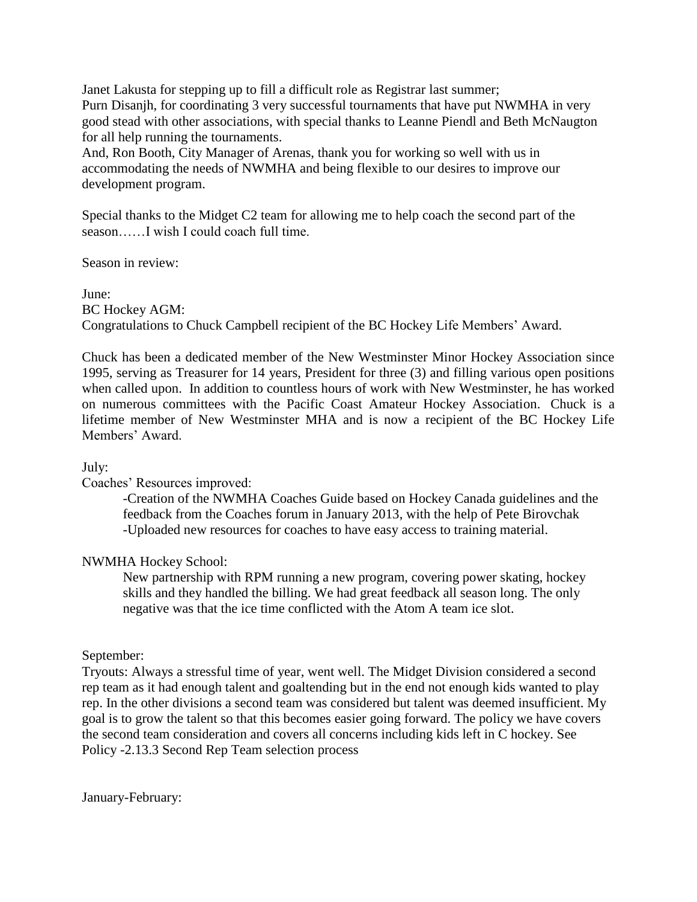Janet Lakusta for stepping up to fill a difficult role as Registrar last summer;
Purn Disanjh, for coordinating 3 very successful tournaments that have put NWMHA in very good stead with other associations, with special thanks to Leanne Piendl and Beth McNaugton for all help running the tournaments.
And, Ron Booth, City Manager of Arenas, thank you for working so well with us in accommodating the needs of NWMHA and being flexible to our desires to improve our development program.

Special thanks to the Midget C2 team for allowing me to help coach the second part of the season……I wish I could coach full time.

Season in review:

June:
BC Hockey AGM:
Congratulations to Chuck Campbell recipient of the BC Hockey Life Members' Award.

Chuck has been a dedicated member of the New Westminster Minor Hockey Association since 1995, serving as Treasurer for 14 years, President for three (3) and filling various open positions when called upon. In addition to countless hours of work with New Westminster, he has worked on numerous committees with the Pacific Coast Amateur Hockey Association. Chuck is a lifetime member of New Westminster MHA and is now a recipient of the BC Hockey Life Members' Award.

July:
Coaches' Resources improved:

-Creation of the NWMHA Coaches Guide based on Hockey Canada guidelines and the feedback from the Coaches forum in January 2013, with the help of Pete Birovchak
-Uploaded new resources for coaches to have easy access to training material.

NWMHA Hockey School:

New partnership with RPM running a new program, covering power skating, hockey skills and they handled the billing. We had great feedback all season long. The only negative was that the ice time conflicted with the Atom A team ice slot.

September:
Tryouts: Always a stressful time of year, went well. The Midget Division considered a second rep team as it had enough talent and goaltending but in the end not enough kids wanted to play rep. In the other divisions a second team was considered but talent was deemed insufficient. My goal is to grow the talent so that this becomes easier going forward. The policy we have covers the second team consideration and covers all concerns including kids left in C hockey. See Policy -2.13.3 Second Rep Team selection process

January-February: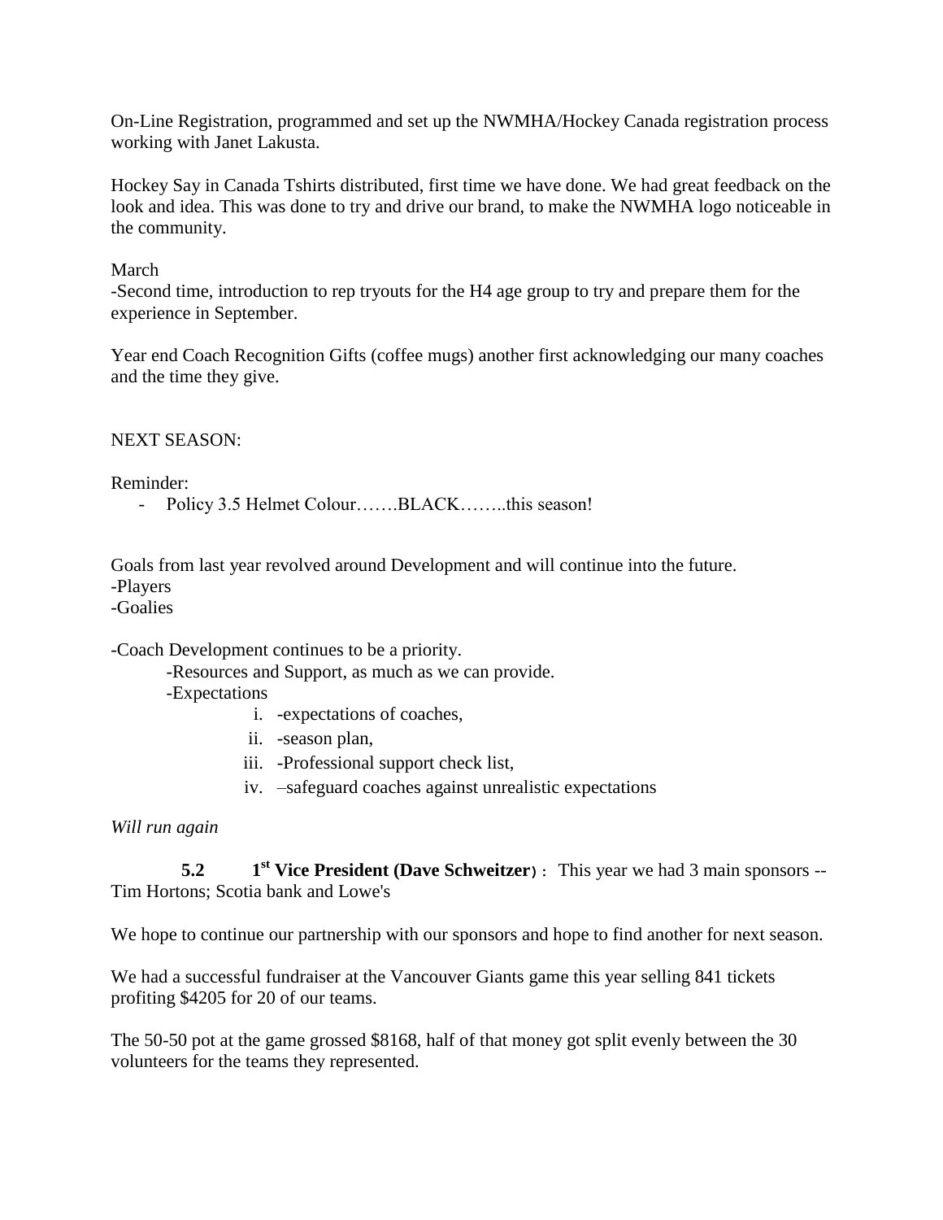On-Line Registration, programmed and set up the NWMHA/Hockey Canada registration process working with Janet Lakusta.

Hockey Say in Canada Tshirts distributed, first time we have done. We had great feedback on the look and idea. This was done to try and drive our brand, to make the NWMHA logo noticeable in the community.

March
-Second time, introduction to rep tryouts for the H4 age group to try and prepare them for the experience in September.

Year end Coach Recognition Gifts (coffee mugs) another first acknowledging our many coaches and the time they give.

NEXT SEASON:

Reminder:

- Policy 3.5 Helmet Colour…….BLACK……..this season!

Goals from last year revolved around Development and will continue into the future.
-Players
-Goalies

-Coach Development continues to be a priority.

    -Resources and Support, as much as we can provide.
    -Expectations

        i. -expectations of coaches,
        ii. -season plan,
        iii. -Professional support check list,
        iv. –safeguard coaches against unrealistic expectations

*Will run again*

**5.2 1st Vice President (Dave Schweitzer)**: This year we had 3 main sponsors -- Tim Hortons; Scotia bank and Lowe's

We hope to continue our partnership with our sponsors and hope to find another for next season.

We had a successful fundraiser at the Vancouver Giants game this year selling 841 tickets profiting $4205 for 20 of our teams.

The 50-50 pot at the game grossed $8168, half of that money got split evenly between the 30 volunteers for the teams they represented.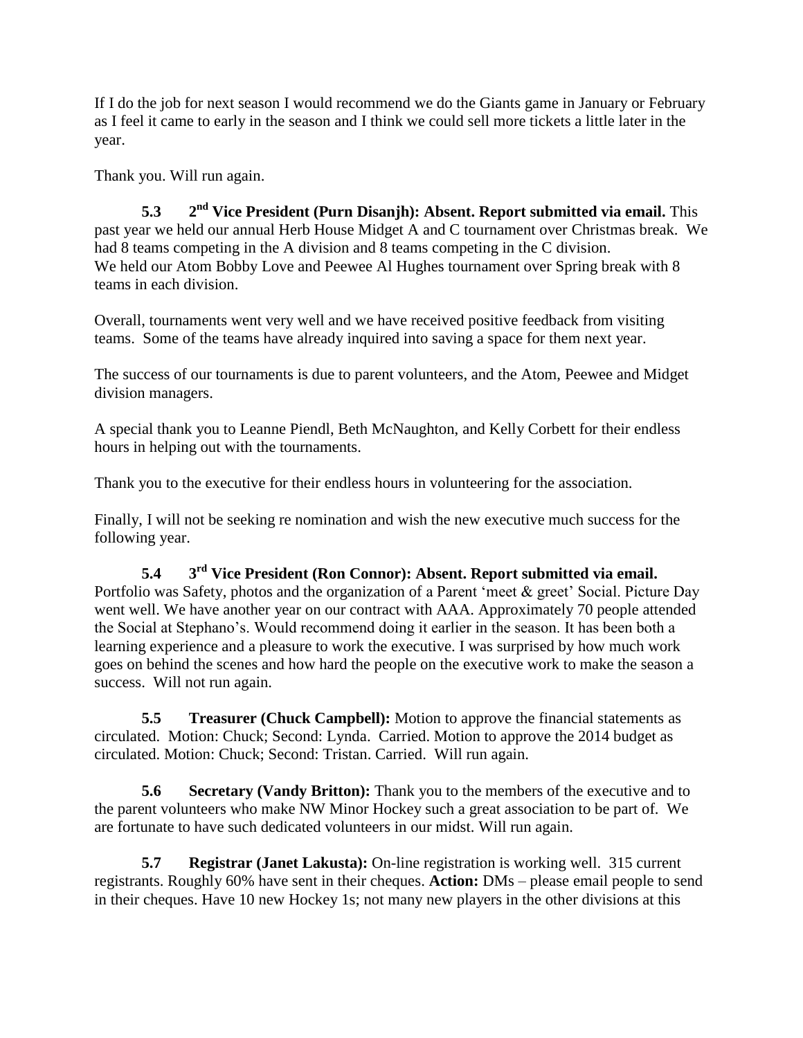If I do the job for next season I would recommend we do the Giants game in January or February as I feel it came to early in the season and I think we could sell more tickets a little later in the year.

Thank you. Will run again.

**5.3 2nd Vice President (Purn Disanjh): Absent. Report submitted via email.** This past year we held our annual Herb House Midget A and C tournament over Christmas break. We had 8 teams competing in the A division and 8 teams competing in the C division. We held our Atom Bobby Love and Peewee Al Hughes tournament over Spring break with 8 teams in each division.

Overall, tournaments went very well and we have received positive feedback from visiting teams. Some of the teams have already inquired into saving a space for them next year.

The success of our tournaments is due to parent volunteers, and the Atom, Peewee and Midget division managers.

A special thank you to Leanne Piendl, Beth McNaughton, and Kelly Corbett for their endless hours in helping out with the tournaments.

Thank you to the executive for their endless hours in volunteering for the association.

Finally, I will not be seeking re nomination and wish the new executive much success for the following year.

**5.4 3rd Vice President (Ron Connor): Absent. Report submitted via email.** Portfolio was Safety, photos and the organization of a Parent 'meet & greet' Social. Picture Day went well. We have another year on our contract with AAA. Approximately 70 people attended the Social at Stephano's. Would recommend doing it earlier in the season. It has been both a learning experience and a pleasure to work the executive. I was surprised by how much work goes on behind the scenes and how hard the people on the executive work to make the season a success. Will not run again.

**5.5 Treasurer (Chuck Campbell):** Motion to approve the financial statements as circulated. Motion: Chuck; Second: Lynda. Carried. Motion to approve the 2014 budget as circulated. Motion: Chuck; Second: Tristan. Carried. Will run again.

**5.6 Secretary (Vandy Britton):** Thank you to the members of the executive and to the parent volunteers who make NW Minor Hockey such a great association to be part of. We are fortunate to have such dedicated volunteers in our midst. Will run again.

**5.7 Registrar (Janet Lakusta):** On-line registration is working well. 315 current registrants. Roughly 60% have sent in their cheques. **Action:** DMs – please email people to send in their cheques. Have 10 new Hockey 1s; not many new players in the other divisions at this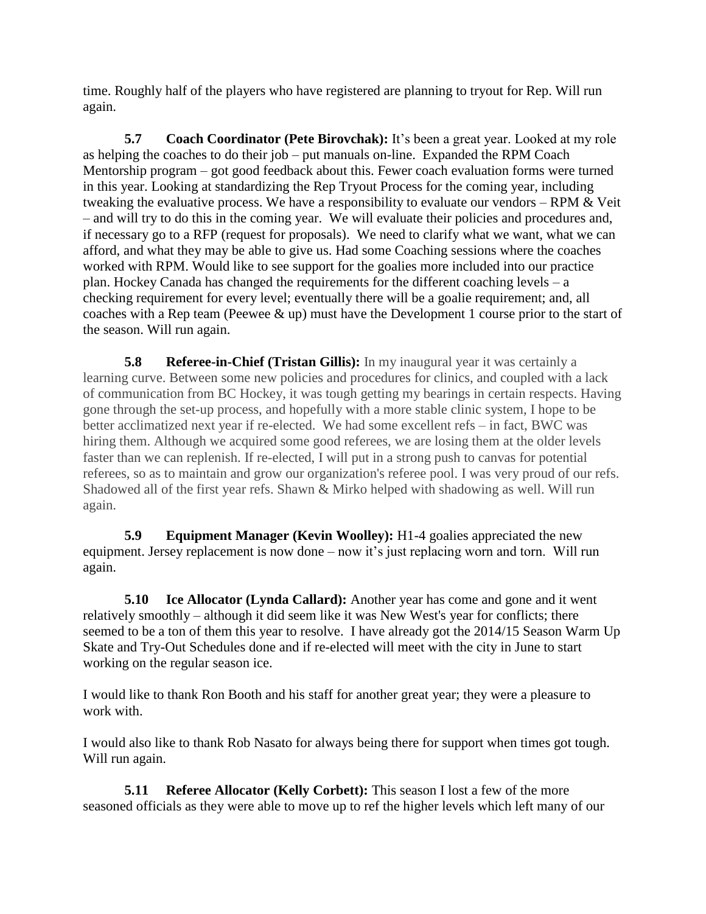time. Roughly half of the players who have registered are planning to tryout for Rep. Will run again.

**5.7 Coach Coordinator (Pete Birovchak):** It's been a great year. Looked at my role as helping the coaches to do their job – put manuals on-line. Expanded the RPM Coach Mentorship program – got good feedback about this. Fewer coach evaluation forms were turned in this year. Looking at standardizing the Rep Tryout Process for the coming year, including tweaking the evaluative process. We have a responsibility to evaluate our vendors – RPM & Veit – and will try to do this in the coming year. We will evaluate their policies and procedures and, if necessary go to a RFP (request for proposals). We need to clarify what we want, what we can afford, and what they may be able to give us. Had some Coaching sessions where the coaches worked with RPM. Would like to see support for the goalies more included into our practice plan. Hockey Canada has changed the requirements for the different coaching levels – a checking requirement for every level; eventually there will be a goalie requirement; and, all coaches with a Rep team (Peewee & up) must have the Development 1 course prior to the start of the season. Will run again.

**5.8 Referee-in-Chief (Tristan Gillis):** In my inaugural year it was certainly a learning curve. Between some new policies and procedures for clinics, and coupled with a lack of communication from BC Hockey, it was tough getting my bearings in certain respects. Having gone through the set-up process, and hopefully with a more stable clinic system, I hope to be better acclimatized next year if re-elected. We had some excellent refs – in fact, BWC was hiring them. Although we acquired some good referees, we are losing them at the older levels faster than we can replenish. If re-elected, I will put in a strong push to canvas for potential referees, so as to maintain and grow our organization's referee pool. I was very proud of our refs. Shadowed all of the first year refs. Shawn & Mirko helped with shadowing as well. Will run again.

**5.9 Equipment Manager (Kevin Woolley):** H1-4 goalies appreciated the new equipment. Jersey replacement is now done – now it's just replacing worn and torn. Will run again.

**5.10 Ice Allocator (Lynda Callard):** Another year has come and gone and it went relatively smoothly – although it did seem like it was New West's year for conflicts; there seemed to be a ton of them this year to resolve. I have already got the 2014/15 Season Warm Up Skate and Try-Out Schedules done and if re-elected will meet with the city in June to start working on the regular season ice.

I would like to thank Ron Booth and his staff for another great year; they were a pleasure to work with.

I would also like to thank Rob Nasato for always being there for support when times got tough. Will run again.

**5.11 Referee Allocator (Kelly Corbett):** This season I lost a few of the more seasoned officials as they were able to move up to ref the higher levels which left many of our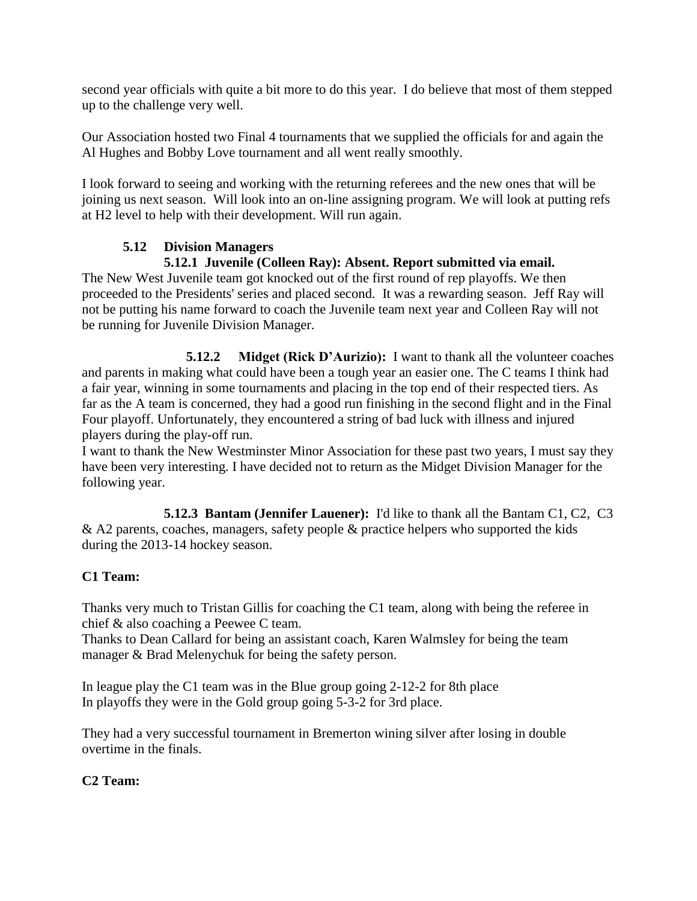second year officials with quite a bit more to do this year. I do believe that most of them stepped up to the challenge very well.

Our Association hosted two Final 4 tournaments that we supplied the officials for and again the Al Hughes and Bobby Love tournament and all went really smoothly.

I look forward to seeing and working with the returning referees and the new ones that will be joining us next season. Will look into an on-line assigning program. We will look at putting refs at H2 level to help with their development. Will run again.

### 5.12 Division Managers

#### 5.12.1 Juvenile (Colleen Ray): Absent. Report submitted via email.

The New West Juvenile team got knocked out of the first round of rep playoffs. We then proceeded to the Presidents' series and placed second. It was a rewarding season. Jeff Ray will not be putting his name forward to coach the Juvenile team next year and Colleen Ray will not be running for Juvenile Division Manager.

**5.12.2 Midget (Rick D'Aurizio):** I want to thank all the volunteer coaches and parents in making what could have been a tough year an easier one. The C teams I think had a fair year, winning in some tournaments and placing in the top end of their respected tiers. As far as the A team is concerned, they had a good run finishing in the second flight and in the Final Four playoff. Unfortunately, they encountered a string of bad luck with illness and injured players during the play-off run.

I want to thank the New Westminster Minor Association for these past two years, I must say they have been very interesting. I have decided not to return as the Midget Division Manager for the following year.

**5.12.3 Bantam (Jennifer Lauener):** I'd like to thank all the Bantam C1, C2, C3 & A2 parents, coaches, managers, safety people & practice helpers who supported the kids during the 2013-14 hockey season.

**C1 Team:**

Thanks very much to Tristan Gillis for coaching the C1 team, along with being the referee in chief & also coaching a Peewee C team.

Thanks to Dean Callard for being an assistant coach, Karen Walmsley for being the team manager & Brad Melenychuk for being the safety person.

In league play the C1 team was in the Blue group going 2-12-2 for 8th place
In playoffs they were in the Gold group going 5-3-2 for 3rd place.

They had a very successful tournament in Bremerton wining silver after losing in double overtime in the finals.

**C2 Team:**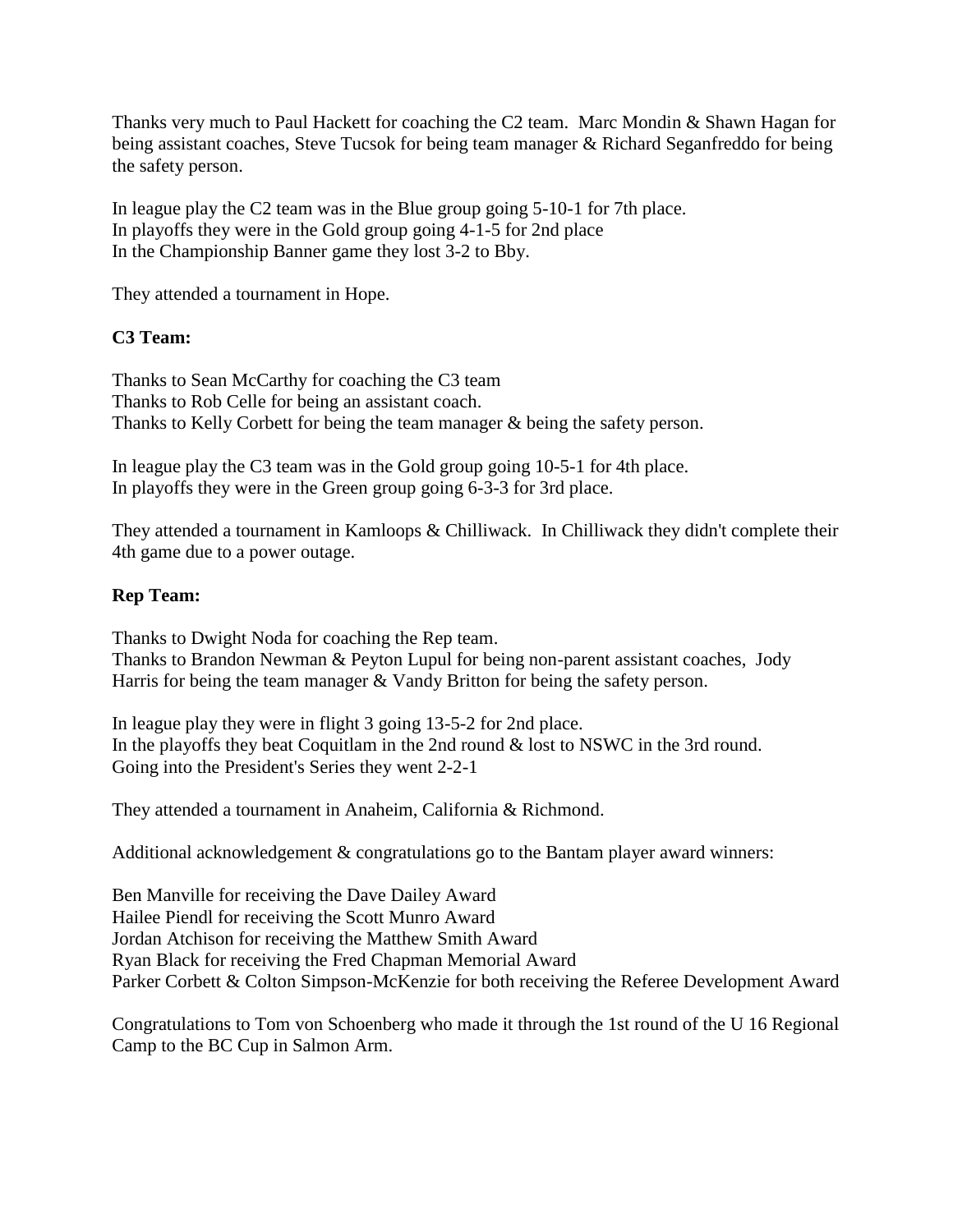Thanks very much to Paul Hackett for coaching the C2 team. Marc Mondin & Shawn Hagan for being assistant coaches, Steve Tucsok for being team manager & Richard Seganfreddo for being the safety person.

In league play the C2 team was in the Blue group going 5-10-1 for 7th place.
In playoffs they were in the Gold group going 4-1-5 for 2nd place
In the Championship Banner game they lost 3-2 to Bby.

They attended a tournament in Hope.

**C3 Team:**

Thanks to Sean McCarthy for coaching the C3 team
Thanks to Rob Celle for being an assistant coach.
Thanks to Kelly Corbett for being the team manager & being the safety person.

In league play the C3 team was in the Gold group going 10-5-1 for 4th place.
In playoffs they were in the Green group going 6-3-3 for 3rd place.

They attended a tournament in Kamloops & Chilliwack. In Chilliwack they didn't complete their 4th game due to a power outage.

**Rep Team:**

Thanks to Dwight Noda for coaching the Rep team.
Thanks to Brandon Newman & Peyton Lupul for being non-parent assistant coaches, Jody Harris for being the team manager & Vandy Britton for being the safety person.

In league play they were in flight 3 going 13-5-2 for 2nd place.
In the playoffs they beat Coquitlam in the 2nd round & lost to NSWC in the 3rd round.
Going into the President's Series they went 2-2-1

They attended a tournament in Anaheim, California & Richmond.

Additional acknowledgement & congratulations go to the Bantam player award winners:

Ben Manville for receiving the Dave Dailey Award
Hailee Piendl for receiving the Scott Munro Award
Jordan Atchison for receiving the Matthew Smith Award
Ryan Black for receiving the Fred Chapman Memorial Award
Parker Corbett & Colton Simpson-McKenzie for both receiving the Referee Development Award

Congratulations to Tom von Schoenberg who made it through the 1st round of the U 16 Regional Camp to the BC Cup in Salmon Arm.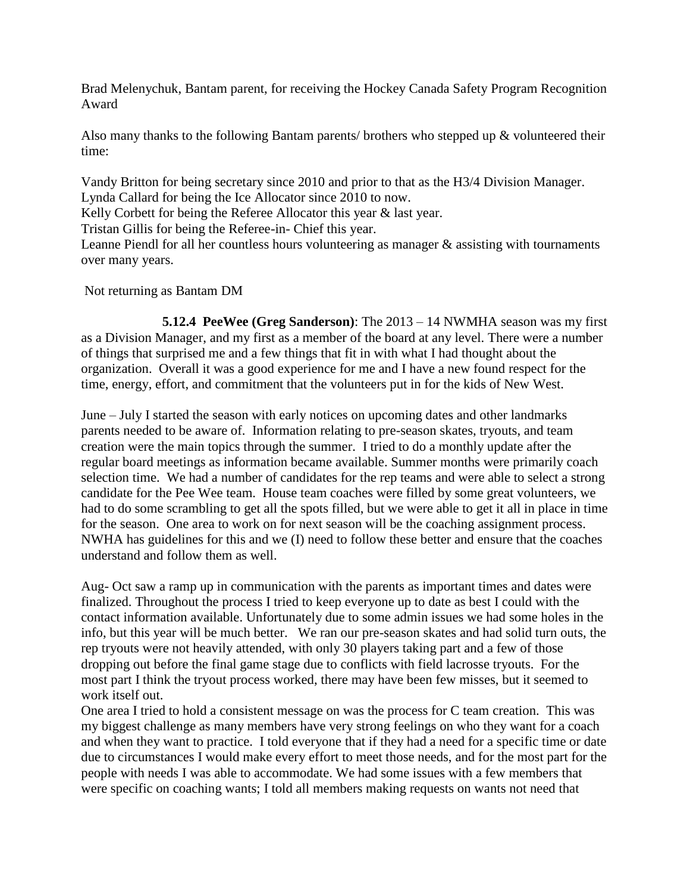Brad Melenychuk, Bantam parent, for receiving the Hockey Canada Safety Program Recognition Award

Also many thanks to the following Bantam parents/ brothers who stepped up & volunteered their time:

Vandy Britton for being secretary since 2010 and prior to that as the H3/4 Division Manager.
Lynda Callard for being the Ice Allocator since 2010 to now.
Kelly Corbett for being the Referee Allocator this year & last year.
Tristan Gillis for being the Referee-in- Chief this year.
Leanne Piendl for all her countless hours volunteering as manager & assisting with tournaments over many years.

Not returning as Bantam DM

**5.12.4 PeeWee (Greg Sanderson)**: The 2013 – 14 NWMHA season was my first as a Division Manager, and my first as a member of the board at any level. There were a number of things that surprised me and a few things that fit in with what I had thought about the organization. Overall it was a good experience for me and I have a new found respect for the time, energy, effort, and commitment that the volunteers put in for the kids of New West.

June – July I started the season with early notices on upcoming dates and other landmarks parents needed to be aware of. Information relating to pre-season skates, tryouts, and team creation were the main topics through the summer. I tried to do a monthly update after the regular board meetings as information became available. Summer months were primarily coach selection time. We had a number of candidates for the rep teams and were able to select a strong candidate for the Pee Wee team. House team coaches were filled by some great volunteers, we had to do some scrambling to get all the spots filled, but we were able to get it all in place in time for the season. One area to work on for next season will be the coaching assignment process. NWHA has guidelines for this and we (I) need to follow these better and ensure that the coaches understand and follow them as well.

Aug- Oct saw a ramp up in communication with the parents as important times and dates were finalized. Throughout the process I tried to keep everyone up to date as best I could with the contact information available. Unfortunately due to some admin issues we had some holes in the info, but this year will be much better. We ran our pre-season skates and had solid turn outs, the rep tryouts were not heavily attended, with only 30 players taking part and a few of those dropping out before the final game stage due to conflicts with field lacrosse tryouts. For the most part I think the tryout process worked, there may have been few misses, but it seemed to work itself out.

One area I tried to hold a consistent message on was the process for C team creation. This was my biggest challenge as many members have very strong feelings on who they want for a coach and when they want to practice. I told everyone that if they had a need for a specific time or date due to circumstances I would make every effort to meet those needs, and for the most part for the people with needs I was able to accommodate. We had some issues with a few members that were specific on coaching wants; I told all members making requests on wants not need that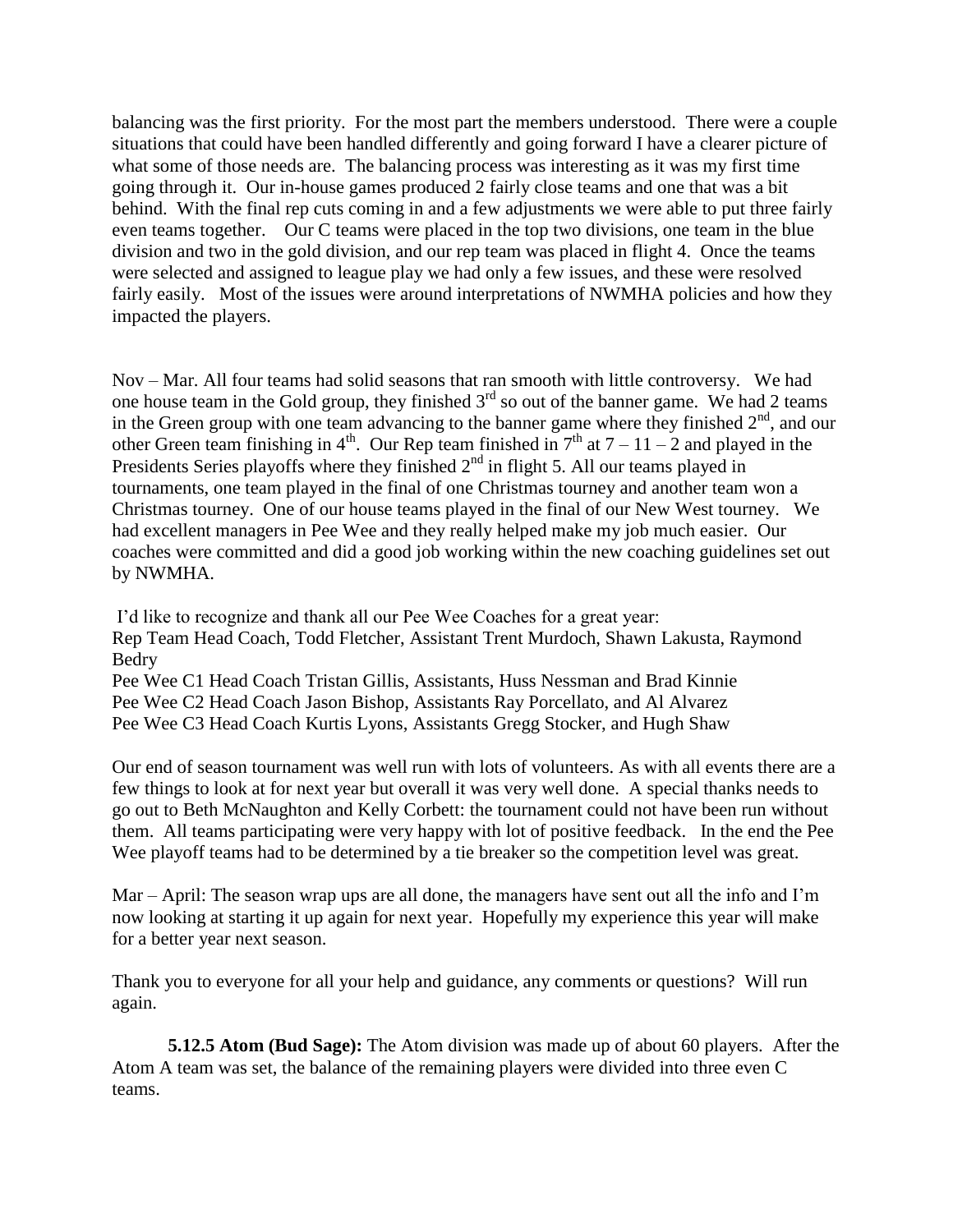balancing was the first priority. For the most part the members understood. There were a couple situations that could have been handled differently and going forward I have a clearer picture of what some of those needs are. The balancing process was interesting as it was my first time going through it. Our in-house games produced 2 fairly close teams and one that was a bit behind. With the final rep cuts coming in and a few adjustments we were able to put three fairly even teams together. Our C teams were placed in the top two divisions, one team in the blue division and two in the gold division, and our rep team was placed in flight 4. Once the teams were selected and assigned to league play we had only a few issues, and these were resolved fairly easily. Most of the issues were around interpretations of NWMHA policies and how they impacted the players.

Nov – Mar. All four teams had solid seasons that ran smooth with little controversy. We had one house team in the Gold group, they finished 3rd so out of the banner game. We had 2 teams in the Green group with one team advancing to the banner game where they finished 2nd, and our other Green team finishing in 4th. Our Rep team finished in 7th at 7 – 11 – 2 and played in the Presidents Series playoffs where they finished 2nd in flight 5. All our teams played in tournaments, one team played in the final of one Christmas tourney and another team won a Christmas tourney. One of our house teams played in the final of our New West tourney. We had excellent managers in Pee Wee and they really helped make my job much easier. Our coaches were committed and did a good job working within the new coaching guidelines set out by NWMHA.

I'd like to recognize and thank all our Pee Wee Coaches for a great year:
Rep Team Head Coach, Todd Fletcher, Assistant Trent Murdoch, Shawn Lakusta, Raymond Bedry
Pee Wee C1 Head Coach Tristan Gillis, Assistants, Huss Nessman and Brad Kinnie
Pee Wee C2 Head Coach Jason Bishop, Assistants Ray Porcellato, and Al Alvarez
Pee Wee C3 Head Coach Kurtis Lyons, Assistants Gregg Stocker, and Hugh Shaw

Our end of season tournament was well run with lots of volunteers. As with all events there are a few things to look at for next year but overall it was very well done. A special thanks needs to go out to Beth McNaughton and Kelly Corbett: the tournament could not have been run without them. All teams participating were very happy with lot of positive feedback. In the end the Pee Wee playoff teams had to be determined by a tie breaker so the competition level was great.

Mar – April: The season wrap ups are all done, the managers have sent out all the info and I'm now looking at starting it up again for next year. Hopefully my experience this year will make for a better year next season.

Thank you to everyone for all your help and guidance, any comments or questions? Will run again.

**5.12.5 Atom (Bud Sage):** The Atom division was made up of about 60 players. After the Atom A team was set, the balance of the remaining players were divided into three even C teams.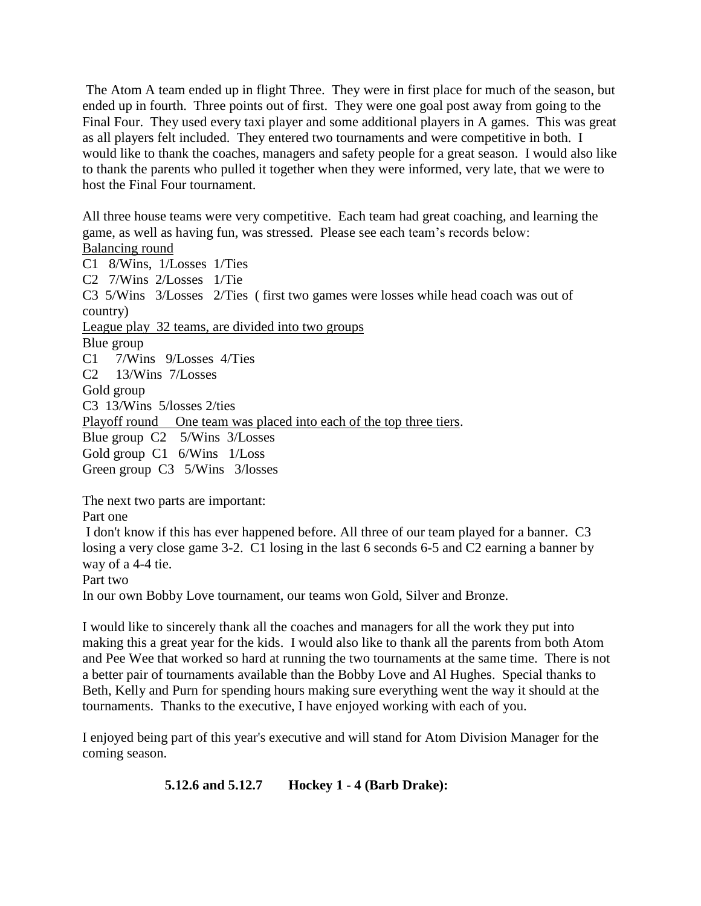The Atom A team ended up in flight Three. They were in first place for much of the season, but ended up in fourth. Three points out of first. They were one goal post away from going to the Final Four. They used every taxi player and some additional players in A games. This was great as all players felt included. They entered two tournaments and were competitive in both. I would like to thank the coaches, managers and safety people for a great season. I would also like to thank the parents who pulled it together when they were informed, very late, that we were to host the Final Four tournament.

All three house teams were very competitive. Each team had great coaching, and learning the game, as well as having fun, was stressed. Please see each team's records below:

<u>Balancing round</u>

C1 8/Wins, 1/Losses 1/Ties

C2 7/Wins 2/Losses 1/Tie

C3 5/Wins 3/Losses 2/Ties ( first two games were losses while head coach was out of country)

<u>League play 32 teams, are divided into two groups</u>

Blue group

C1 7/Wins 9/Losses 4/Ties

C2 13/Wins 7/Losses

Gold group

C3 13/Wins 5/losses 2/ties

<u>Playoff round One team was placed into each of the top three tiers</u>.

Blue group C2 5/Wins 3/Losses

Gold group C1 6/Wins 1/Loss

Green group C3 5/Wins 3/losses

The next two parts are important:

Part one

I don't know if this has ever happened before. All three of our team played for a banner. C3 losing a very close game 3-2. C1 losing in the last 6 seconds 6-5 and C2 earning a banner by way of a 4-4 tie.

Part two

In our own Bobby Love tournament, our teams won Gold, Silver and Bronze.

I would like to sincerely thank all the coaches and managers for all the work they put into making this a great year for the kids. I would also like to thank all the parents from both Atom and Pee Wee that worked so hard at running the two tournaments at the same time. There is not a better pair of tournaments available than the Bobby Love and Al Hughes. Special thanks to Beth, Kelly and Purn for spending hours making sure everything went the way it should at the tournaments. Thanks to the executive, I have enjoyed working with each of you.

I enjoyed being part of this year's executive and will stand for Atom Division Manager for the coming season.

**5.12.6 and 5.12.7 Hockey 1 - 4 (Barb Drake):**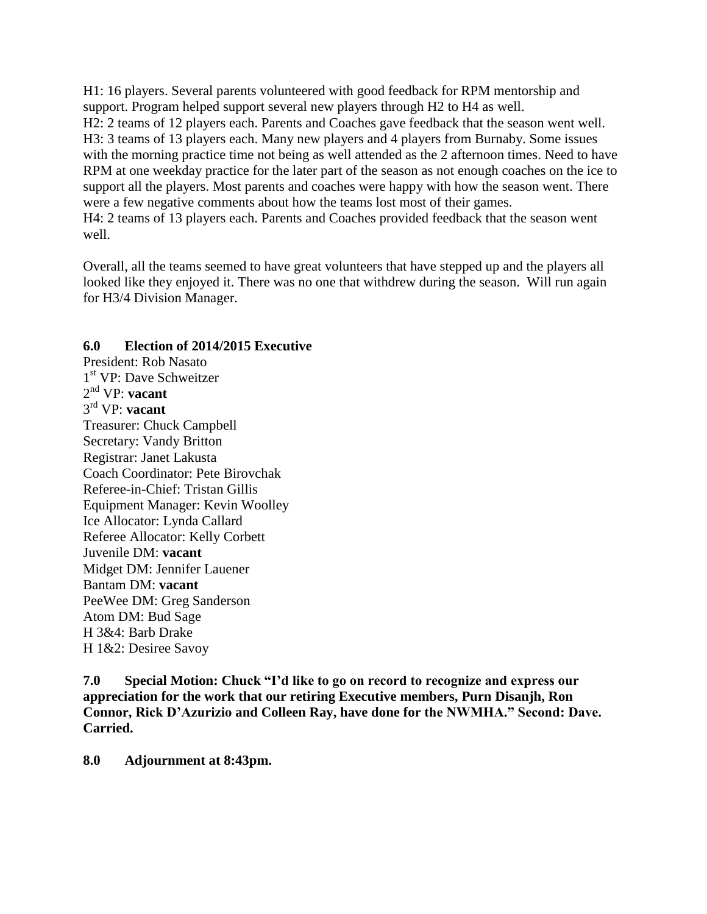H1: 16 players. Several parents volunteered with good feedback for RPM mentorship and support. Program helped support several new players through H2 to H4 as well.
H2: 2 teams of 12 players each. Parents and Coaches gave feedback that the season went well.
H3: 3 teams of 13 players each. Many new players and 4 players from Burnaby. Some issues with the morning practice time not being as well attended as the 2 afternoon times. Need to have RPM at one weekday practice for the later part of the season as not enough coaches on the ice to support all the players. Most parents and coaches were happy with how the season went. There were a few negative comments about how the teams lost most of their games.
H4: 2 teams of 13 players each. Parents and Coaches provided feedback that the season went well.

Overall, all the teams seemed to have great volunteers that have stepped up and the players all looked like they enjoyed it. There was no one that withdrew during the season. Will run again for H3/4 Division Manager.

**6.0 Election of 2014/2015 Executive**

President: Rob Nasato
1st VP: Dave Schweitzer
2nd VP: **vacant**
3rd VP: **vacant**
Treasurer: Chuck Campbell
Secretary: Vandy Britton
Registrar: Janet Lakusta
Coach Coordinator: Pete Birovchak
Referee-in-Chief: Tristan Gillis
Equipment Manager: Kevin Woolley
Ice Allocator: Lynda Callard
Referee Allocator: Kelly Corbett
Juvenile DM: **vacant**
Midget DM: Jennifer Lauener
Bantam DM: **vacant**
PeeWee DM: Greg Sanderson
Atom DM: Bud Sage
H 3&4: Barb Drake
H 1&2: Desiree Savoy

**7.0 Special Motion: Chuck "I'd like to go on record to recognize and express our appreciation for the work that our retiring Executive members, Purn Disanjh, Ron Connor, Rick D'Azurizio and Colleen Ray, have done for the NWMHA." Second: Dave. Carried.**

**8.0 Adjournment at 8:43pm.**